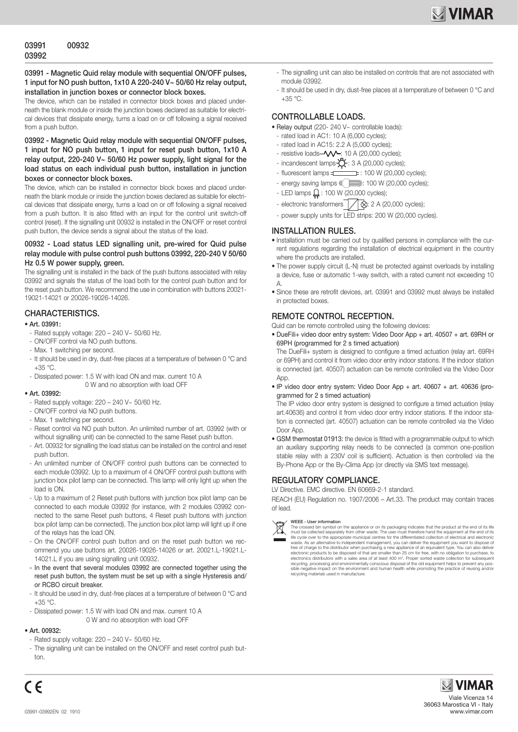03991 00932
03992

**03991 - Magnetic Quid relay module with sequential ON/OFF pulses, 1 input for NO push button, 1x10 A 220-240 V~ 50/60 Hz relay output, installation in junction boxes or connector block boxes.**

The device, which can be installed in connector block boxes and placed underneath the blank module or inside the junction boxes declared as suitable for electrical devices that dissipate energy, turns a load on or off following a signal received from a push button.

**03992 - Magnetic Quid relay module with sequential ON/OFF pulses, 1 input for NO push button, 1 input for reset push button, 1x10 A relay output, 220-240 V~ 50/60 Hz power supply, light signal for the load status on each individual push button, installation in junction boxes or connector block boxes.**

The device, which can be installed in connector block boxes and placed underneath the blank module or inside the junction boxes declared as suitable for electrical devices that dissipate energy, turns a load on or off following a signal received from a push button. It is also fitted with an input for the control unit switch-off control (reset). If the signalling unit 00932 is installed in the ON/OFF or reset control push button, the device sends a signal about the status of the load.

**00932 - Load status LED signalling unit, pre-wired for Quid pulse relay module with pulse control push buttons 03992, 220-240 V 50/60 Hz 0.5 W power supply, green.**

The signalling unit is installed in the back of the push buttons associated with relay 03992 and signals the status of the load both for the control push button and for the reset push button. We recommend the use in combination with buttons 20021-19021-14021 or 20026-19026-14026.

## CHARACTERISTICS.

- **Art. 03991:**
  - Rated supply voltage: 220 – 240 V~ 50/60 Hz.
  - ON/OFF control via NO push buttons.
  - Max. 1 switching per second.
  - It should be used in dry, dust-free places at a temperature of between 0 °C and +35 °C.
  - Dissipated power: 1.5 W with load ON and max. current 10 A
    0 W and no absorption with load OFF
- **Art. 03992:**
  - Rated supply voltage: 220 – 240 V~ 50/60 Hz.
  - ON/OFF control via NO push buttons.
  - Max. 1 switching per second.
  - Reset control via NO push button. An unlimited number of art. 03992 (with or without signalling unit) can be connected to the same Reset push button.
  - Art. 00932 for signalling the load status can be installed on the control and reset push button.
  - An unlimited number of ON/OFF control push buttons can be connected to each module 03992. Up to a maximum of 4 ON/OFF control push buttons with junction box pilot lamp can be connected. This lamp will only light up when the load is ON.
  - Up to a maximum of 2 Reset push buttons with junction box pilot lamp can be connected to each module 03992 (for instance, with 2 modules 03992 connected to the same Reset push button, 4 Reset push buttons with junction box pilot lamp can be connected). The junction box pilot lamp will light up if one of the relays has the load ON.
  - On the ON/OFF control push button and on the reset push button we recommend you use buttons art. 20026-19026-14026 or art. 20021.L-19021.L-14021.L if you are using signalling unit 00932.
  - **In the event that several modules 03992 are connected together using the reset push button, the system must be set up with a single Hysteresis and/or RCBO circuit breaker.**
  - It should be used in dry, dust-free places at a temperature of between 0 °C and +35 °C.
  - Dissipated power: 1.5 W with load ON and max. current 10 A
    0 W and no absorption with load OFF
- **Art. 00932:**
  - Rated supply voltage: 220 – 240 V~ 50/60 Hz.
  - The signalling unit can be installed on the ON/OFF and reset control push button.
  - The signalling unit can also be installed on controls that are not associated with module 03992.
  - It should be used in dry, dust-free places at a temperature of between 0 °C and +35 °C.

## CONTROLLABLE LOADS.

- **Relay output** (220- 240 V~ controllable loads):
  - rated load in AC1: 10 A (6,000 cycles);
  - rated load in AC15: 2.2 A (5,000 cycles);
  - resistive loads: 10 A (20,000 cycles);
  - incandescent lamps: 3 A (20,000 cycles);
  - fluorescent lamps: 100 W (20,000 cycles);
  - energy saving lamps: 100 W (20,000 cycles);
  - LED lamps: 100 W (20,000 cycles);
  - electronic transformers: 2 A (20,000 cycles);
  - power supply units for LED strips: 200 W (20,000 cycles).

## INSTALLATION RULES.

- Installation must be carried out by qualified persons in compliance with the current regulations regarding the installation of electrical equipment in the country where the products are installed.
- The power supply circuit (L-N) must be protected against overloads by installing a device, fuse or automatic 1-way switch, with a rated current not exceeding 10 A.
- Since these are retrofit devices, art. 03991 and 03992 must always be installed in protected boxes.

## REMOTE CONTROL RECEPTION.

Quid can be remote controlled using the following devices:

- **DueFili+ video door entry system: Video Door App + art. 40507 + art. 69RH or 69PH (programmed for 2 s timed actuation)**
  The DueFili+ system is designed to configure a timed actuation (relay art. 69RH or 69PH) and control it from video door entry indoor stations. If the indoor station is connected (art. 40507) actuation can be remote controlled via the Video Door App.
- **IP video door entry system: Video Door App + art. 40607 + art. 40636 (programmed for 2 s timed actuation)**
  The IP video door entry system is designed to configure a timed actuation (relay art.40636) and control it from video door entry indoor stations. If the indoor station is connected (art. 40507) actuation can be remote controlled via the Video Door App.
- **GSM thermostat 01913:** the device is fitted with a programmable output to which an auxiliary supporting relay needs to be connected (a common one-position stable relay with a 230V coil is sufficient). Actuation is then controlled via the By-Phone App or the By-Clima App (or directly via SMS text message).

## REGULATORY COMPLIANCE.

LV Directive. EMC directive. EN 60669-2-1 standard.

REACH (EU) Regulation no. 1907/2006 – Art.33. The product may contain traces of lead.

**WEEE - User information**

The crossed bin symbol on the appliance or on its packaging indicates that the product at the end of its life must be collected separately from other waste. The user must therefore hand the equipment at the end of its life cycle over to the appropriate municipal centres for the differentiated collection of electrical and electronic waste. As an alternative to independent management, you can deliver the equipment you want to dispose of free of charge to the distributor when purchasing a new appliance of an equivalent type. You can also deliver electronic products to be disposed of that are smaller than 25 cm for free, with no obligation to purchase, to electronics distributors with a sales area of at least 400 m². Proper sorted waste collection for subsequent recycling, processing and environmentally conscious disposal of the old equipment helps to prevent any possible negative impact on the environment and human health while promoting the practice of reusing and/or recycling materials used in manufacture.

VIMAR
Viale Vicenza 14
36063 Marostica VI - Italy
www.vimar.com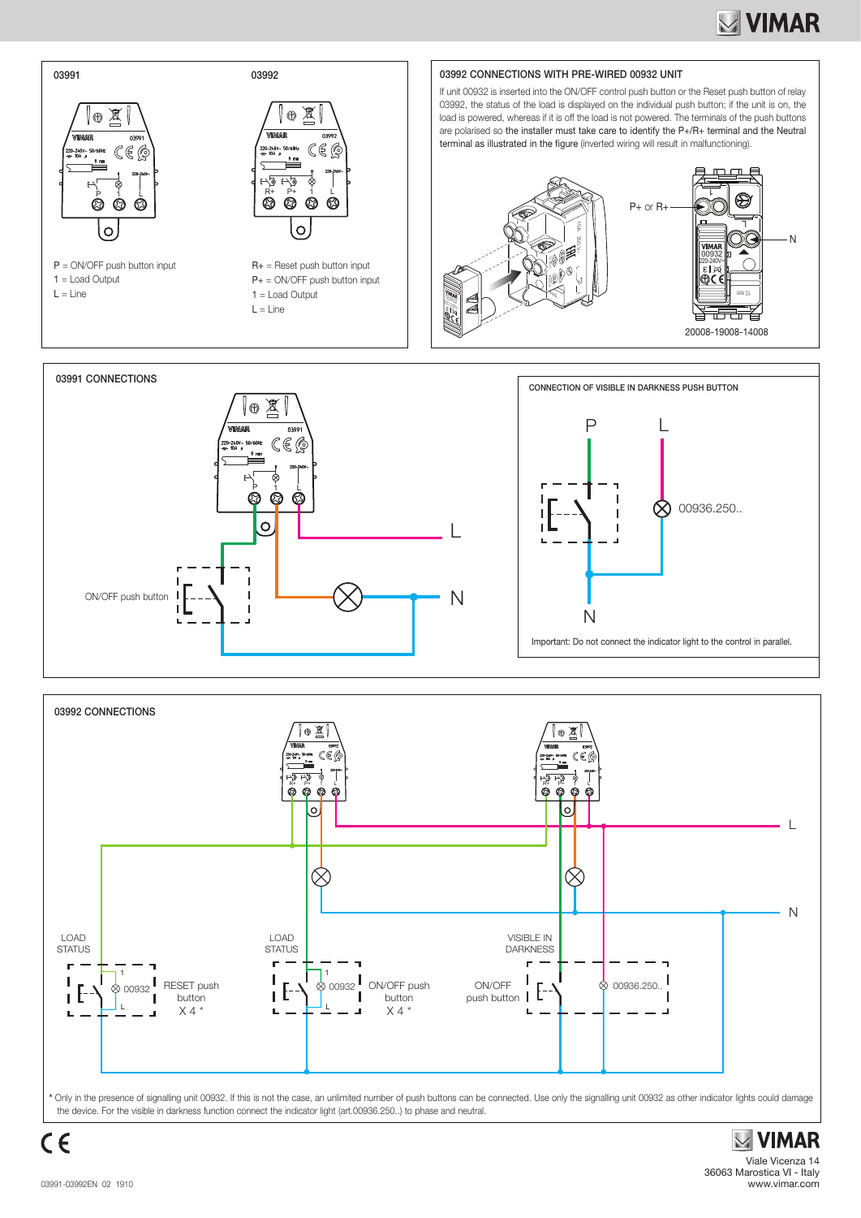## 03991

P = ON/OFF push button input
1 = Load Output
L = Line

## 03992

R+ = Reset push button input
P+ = ON/OFF push button input
1 = Load Output
L = Line

## 03992 CONNECTIONS WITH PRE-WIRED 00932 UNIT

If unit 00932 is inserted into the ON/OFF control push button or the Reset push button of relay 03992, the status of the load is displayed on the individual push button; if the unit is on, the load is powered, whereas if it is off the load is not powered. The terminals of the push buttons are polarised so the installer must take care to identify the P+/R+ terminal and the Neutral terminal as illustrated in the figure (inverted wiring will result in malfunctioning).

P+ or R+

N

20008-19008-14008

## 03991 CONNECTIONS

L

N

ON/OFF push button

### CONNECTION OF VISIBLE IN DARKNESS PUSH BUTTON

P

L

00936.250..

N

Important: Do not connect the indicator light to the control in parallel.

## 03992 CONNECTIONS

L

N

LOAD STATUS

00932

RESET push button
X 4 *

LOAD STATUS

00932

ON/OFF push button
X 4 *

VISIBLE IN DARKNESS

ON/OFF push button

00936.250..

* Only in the presence of signalling unit 00932. If this is not the case, an unlimited number of push buttons can be connected. Use only the signalling unit 00932 as other indicator lights could damage the device. For the visible in darkness function connect the indicator light (art.00936.250..) to phase and neutral.

VIMAR
Viale Vicenza 14
36063 Marostica VI - Italy
www.vimar.com

03991-03992EN 02 1910